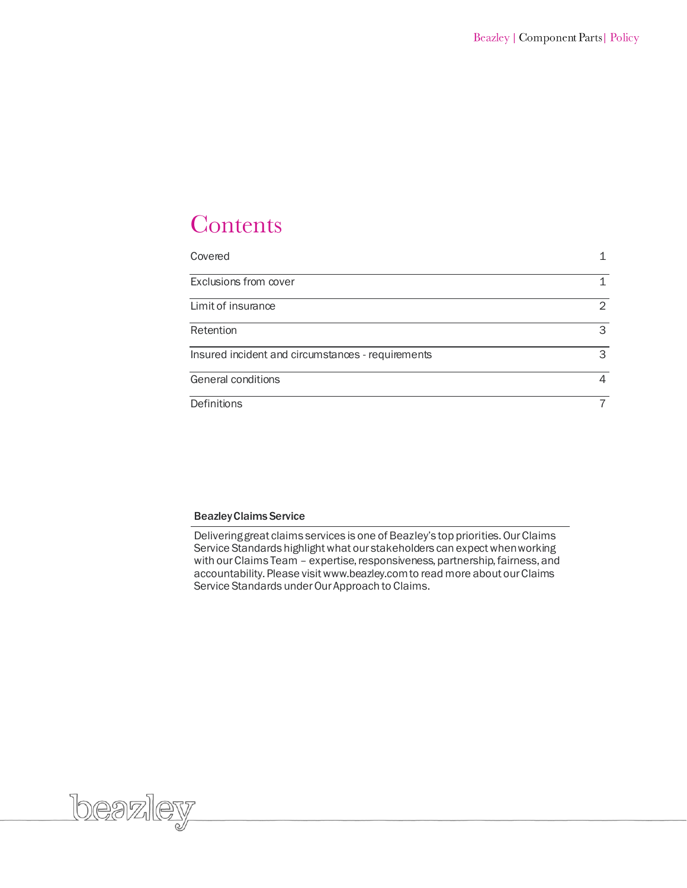# Contents

| | |
|---|---|
| Covered | 1 |
| Exclusions from cover | 1 |
| Limit of insurance | 2 |
| Retention | 3 |
| Insured incident and circumstances - requirements | 3 |
| General conditions | 4 |
| Definitions | 7 |

**Beazley Claims Service**

Delivering great claims services is one of Beazley's top priorities. Our Claims Service Standards highlight what our stakeholders can expect when working with our Claims Team – expertise, responsiveness, partnership, fairness, and accountability. Please visit www.beazley.com to read more about our Claims Service Standards under Our Approach to Claims.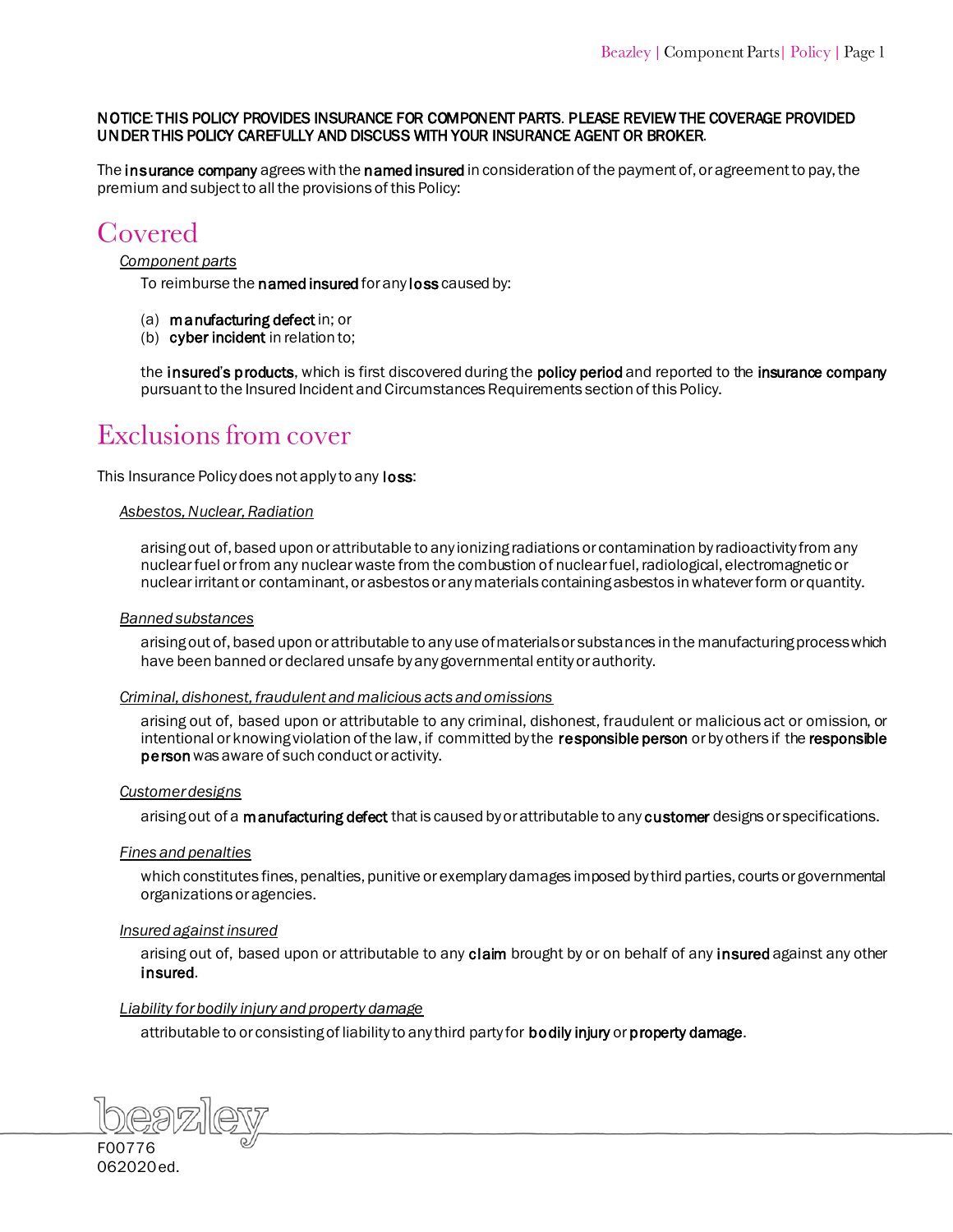NOTICE: THIS POLICY PROVIDES INSURANCE FOR COMPONENT PARTS. PLEASE REVIEW THE COVERAGE PROVIDED UNDER THIS POLICY CAREFULLY AND DISCUSS WITH YOUR INSURANCE AGENT OR BROKER.

The **insurance company** agrees with the **named insured** in consideration of the payment of, or agreement to pay, the premium and subject to all the provisions of this Policy:

# Covered

*Component parts*

To reimburse the **named insured** for any **loss** caused by:

(a) **manufacturing defect** in; or
(b) **cyber incident** in relation to;

the **insured's products**, which is first discovered during the **policy period** and reported to the **insurance company** pursuant to the Insured Incident and Circumstances Requirements section of this Policy.

# Exclusions from cover

This Insurance Policy does not apply to any **loss**:

*Asbestos, Nuclear, Radiation*

arising out of, based upon or attributable to any ionizing radiations or contamination by radioactivity from any nuclear fuel or from any nuclear waste from the combustion of nuclear fuel, radiological, electromagnetic or nuclear irritant or contaminant, or asbestos or any materials containing asbestos in whatever form or quantity.

*Banned substances*

arising out of, based upon or attributable to any use of materials or substances in the manufacturing process which have been banned or declared unsafe by any governmental entity or authority.

*Criminal, dishonest, fraudulent and malicious acts and omissions*

arising out of, based upon or attributable to any criminal, dishonest, fraudulent or malicious act or omission, or intentional or knowing violation of the law, if committed by the **responsible person** or by others if the **responsible person** was aware of such conduct or activity.

*Customer designs*

arising out of a **manufacturing defect** that is caused by or attributable to any **customer** designs or specifications.

*Fines and penalties*

which constitutes fines, penalties, punitive or exemplary damages imposed by third parties, courts or governmental organizations or agencies.

*Insured against insured*

arising out of, based upon or attributable to any **claim** brought by or on behalf of any **insured** against any other **insured**.

*Liability for bodily injury and property damage*

attributable to or consisting of liability to any third party for **bodily injury** or **property damage**.

F00776
062020 ed.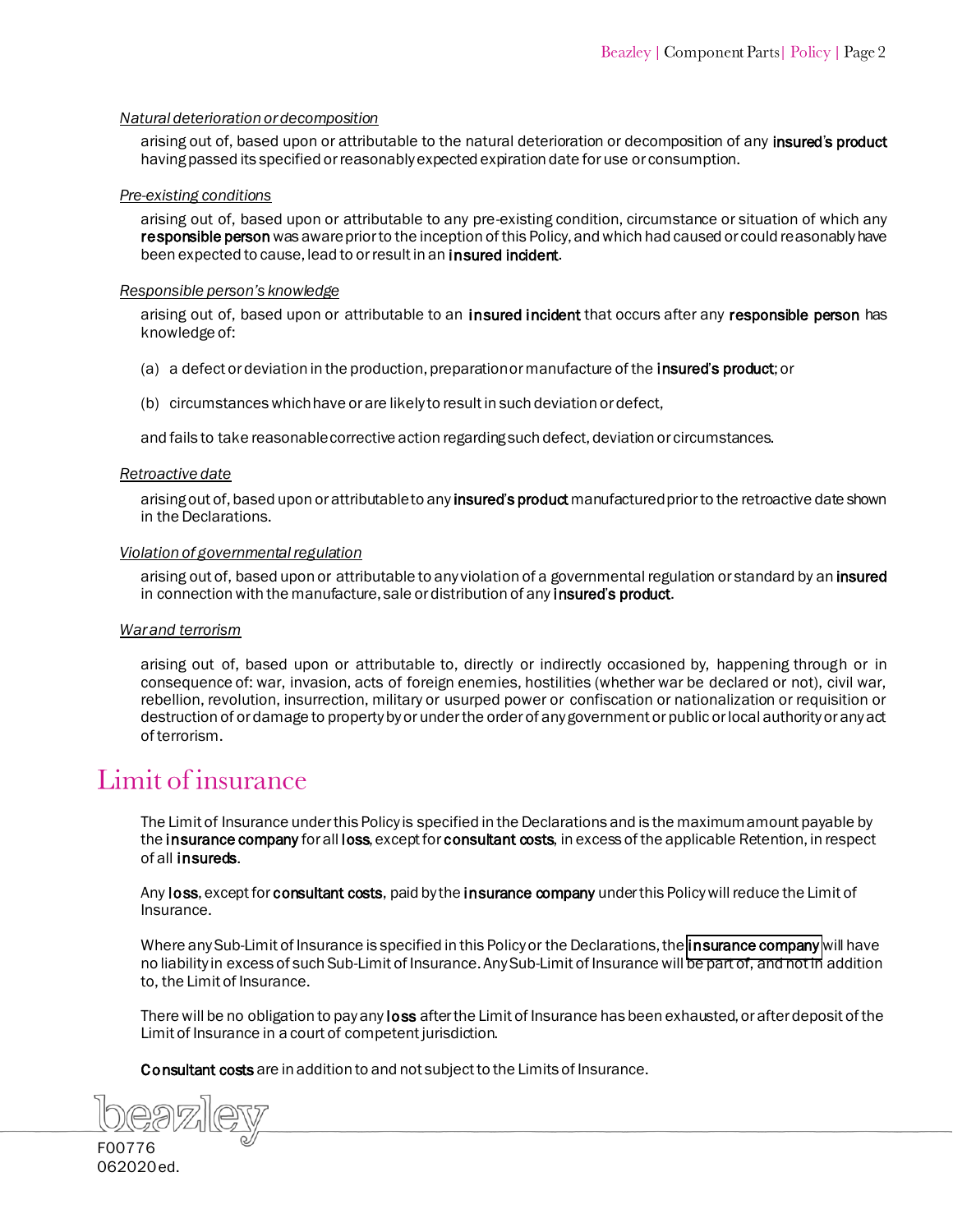*Natural deterioration or decomposition*

arising out of, based upon or attributable to the natural deterioration or decomposition of any **insured's product** having passed its specified or reasonably expected expiration date for use or consumption.

*Pre-existing conditions*

arising out of, based upon or attributable to any pre-existing condition, circumstance or situation of which any **responsible person** was aware prior to the inception of this Policy, and which had caused or could reasonably have been expected to cause, lead to or result in an **insured incident**.

*Responsible person's knowledge*

arising out of, based upon or attributable to an **insured incident** that occurs after any **responsible person** has knowledge of:

(a) a defect or deviation in the production, preparation or manufacture of the **insured's product**; or

(b) circumstances which have or are likely to result in such deviation or defect,

and fails to take reasonable corrective action regarding such defect, deviation or circumstances.

*Retroactive date*

arising out of, based upon or attributable to any **insured's product** manufactured prior to the retroactive date shown in the Declarations.

*Violation of governmental regulation*

arising out of, based upon or attributable to any violation of a governmental regulation or standard by an **insured** in connection with the manufacture, sale or distribution of any **insured's product**.

*War and terrorism*

arising out of, based upon or attributable to, directly or indirectly occasioned by, happening through or in consequence of: war, invasion, acts of foreign enemies, hostilities (whether war be declared or not), civil war, rebellion, revolution, insurrection, military or usurped power or confiscation or nationalization or requisition or destruction of or damage to property by or under the order of any government or public or local authority or any act of terrorism.

# Limit of insurance

The Limit of Insurance under this Policy is specified in the Declarations and is the maximum amount payable by the **insurance company** for all **loss**, except for **consultant costs**, in excess of the applicable Retention, in respect of all **insureds**.

Any **loss**, except for **consultant costs**, paid by the **insurance company** under this Policy will reduce the Limit of Insurance.

Where any Sub-Limit of Insurance is specified in this Policy or the Declarations, the **insurance company** will have no liability in excess of such Sub-Limit of Insurance. Any Sub-Limit of Insurance will be part of, and not in addition to, the Limit of Insurance.

There will be no obligation to pay any **loss** after the Limit of Insurance has been exhausted, or after deposit of the Limit of Insurance in a court of competent jurisdiction.

**Consultant costs** are in addition to and not subject to the Limits of Insurance.

F00776
062020 ed.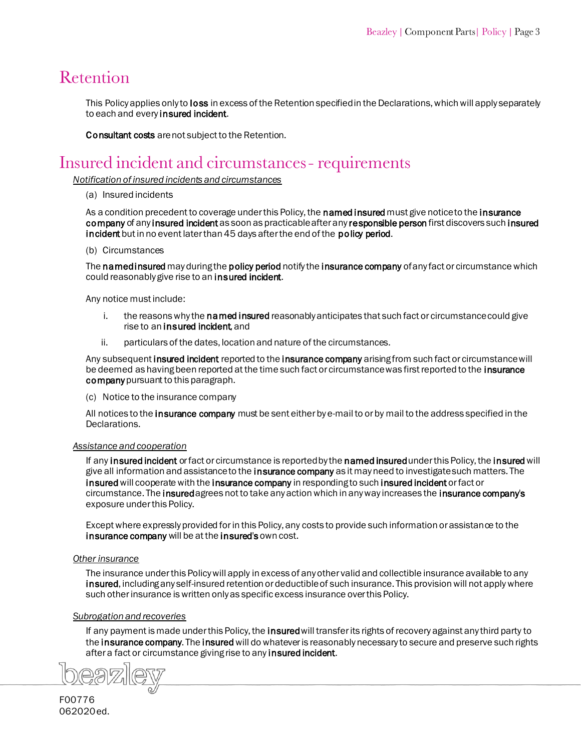# Retention

This Policy applies only to **loss** in excess of the Retention specified in the Declarations, which will apply separately to each and every **insured incident**.

**Consultant costs** are not subject to the Retention.

# Insured incident and circumstances - requirements

*Notification of insured incidents and circumstances*

(a) Insured incidents

As a condition precedent to coverage under this Policy, the **named insured** must give notice to the **insurance company** of any **insured incident** as soon as practicable after any **responsible person** first discovers such **insured incident** but in no event later than 45 days after the end of the **policy period**.

(b) Circumstances

The **named insured** may during the **policy period** notify the **insurance company** of any fact or circumstance which could reasonably give rise to an **insured incident**.

Any notice must include:

i. the reasons why the **named insured** reasonably anticipates that such fact or circumstance could give rise to an **insured incident**, and

ii. particulars of the dates, location and nature of the circumstances.

Any subsequent **insured incident** reported to the **insurance company** arising from such fact or circumstance will be deemed as having been reported at the time such fact or circumstance was first reported to the **insurance company** pursuant to this paragraph.

(c) Notice to the insurance company

All notices to the **insurance company** must be sent either by e-mail to or by mail to the address specified in the Declarations.

*Assistance and cooperation*

If any **insured incident** or fact or circumstance is reported by the **named insured** under this Policy, the **insured** will give all information and assistance to the **insurance company** as it may need to investigate such matters. The **insured** will cooperate with the **insurance company** in responding to such **insured incident** or fact or circumstance. The **insured** agrees not to take any action which in any way increases the **insurance company's** exposure under this Policy.

Except where expressly provided for in this Policy, any costs to provide such information or assistance to the **insurance company** will be at the **insured's** own cost.

*Other insurance*

The insurance under this Policy will apply in excess of any other valid and collectible insurance available to any **insured**, including any self-insured retention or deductible of such insurance. This provision will not apply where such other insurance is written only as specific excess insurance over this Policy.

*Subrogation and recoveries*

If any payment is made under this Policy, the **insured** will transfer its rights of recovery against any third party to the **insurance company**. The **insured** will do whatever is reasonably necessary to secure and preserve such rights after a fact or circumstance giving rise to any **insured incident**.

F00776
062020 ed.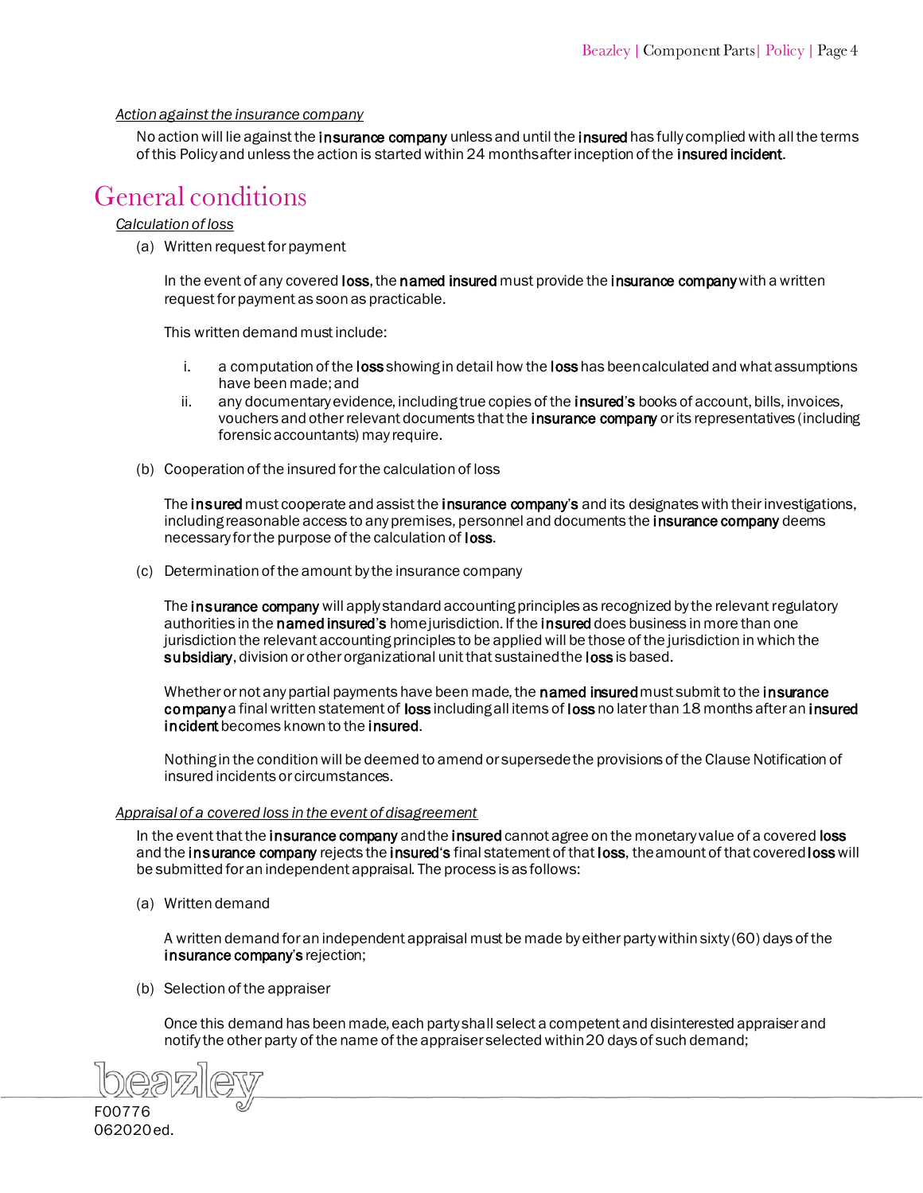*Action against the insurance company*

No action will lie against the **insurance company** unless and until the **insured** has fully complied with all the terms of this Policy and unless the action is started within 24 months after inception of the **insured incident**.

# General conditions

*Calculation of loss*

(a) Written request for payment

In the event of any covered **loss**, the **named insured** must provide the **insurance company** with a written request for payment as soon as practicable.

This written demand must include:

i. a computation of the **loss** showing in detail how the **loss** has been calculated and what assumptions have been made; and
ii. any documentary evidence, including true copies of the **insured's** books of account, bills, invoices, vouchers and other relevant documents that the **insurance company** or its representatives (including forensic accountants) may require.

(b) Cooperation of the insured for the calculation of loss

The **insured** must cooperate and assist the **insurance company's** and its designates with their investigations, including reasonable access to any premises, personnel and documents the **insurance company** deems necessary for the purpose of the calculation of **loss**.

(c) Determination of the amount by the insurance company

The **insurance company** will apply standard accounting principles as recognized by the relevant regulatory authorities in the **named insured's** home jurisdiction. If the **insured** does business in more than one jurisdiction the relevant accounting principles to be applied will be those of the jurisdiction in which the **subsidiary**, division or other organizational unit that sustained the **loss** is based.

Whether or not any partial payments have been made, the **named insured** must submit to the **insurance company** a final written statement of **loss** including all items of **loss** no later than 18 months after an **insured incident** becomes known to the **insured**.

Nothing in the condition will be deemed to amend or supersede the provisions of the Clause Notification of insured incidents or circumstances.

*Appraisal of a covered loss in the event of disagreement*

In the event that the **insurance company** and the **insured** cannot agree on the monetary value of a covered **loss** and the **insurance company** rejects the **insured's** final statement of that **loss**, the amount of that covered **loss** will be submitted for an independent appraisal. The process is as follows:

(a) Written demand

A written demand for an independent appraisal must be made by either party within sixty (60) days of the **insurance company's** rejection;

(b) Selection of the appraiser

Once this demand has been made, each party shall select a competent and disinterested appraiser and notify the other party of the name of the appraiser selected within 20 days of such demand;

F00776
062020 ed.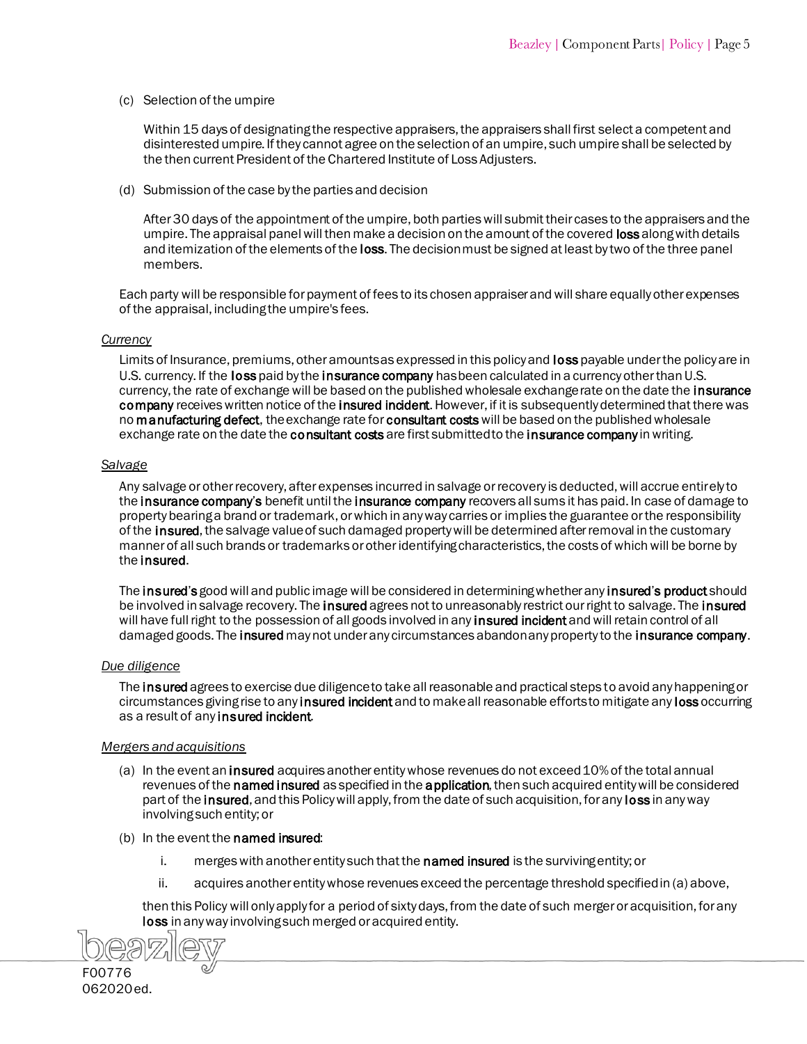(c) Selection of the umpire

Within 15 days of designating the respective appraisers, the appraisers shall first select a competent and disinterested umpire. If they cannot agree on the selection of an umpire, such umpire shall be selected by the then current President of the Chartered Institute of Loss Adjusters.

(d) Submission of the case by the parties and decision

After 30 days of the appointment of the umpire, both parties will submit their cases to the appraisers and the umpire. The appraisal panel will then make a decision on the amount of the covered **loss** along with details and itemization of the elements of the **loss**. The decision must be signed at least by two of the three panel members.

Each party will be responsible for payment of fees to its chosen appraiser and will share equally other expenses of the appraisal, including the umpire's fees.

*Currency*

Limits of Insurance, premiums, other amounts as expressed in this policy and **loss** payable under the policy are in U.S. currency. If the **loss** paid by the **insurance company** has been calculated in a currency other than U.S. currency, the rate of exchange will be based on the published wholesale exchange rate on the date the **insurance company** receives written notice of the **insured incident**. However, if it is subsequently determined that there was no **manufacturing defect**, the exchange rate for **consultant costs** will be based on the published wholesale exchange rate on the date the **consultant costs** are first submitted to the **insurance company** in writing.

*Salvage*

Any salvage or other recovery, after expenses incurred in salvage or recovery is deducted, will accrue entirely to the **insurance company's** benefit until the **insurance company** recovers all sums it has paid. In case of damage to property bearing a brand or trademark, or which in any way carries or implies the guarantee or the responsibility of the **insured**, the salvage value of such damaged property will be determined after removal in the customary manner of all such brands or trademarks or other identifying characteristics, the costs of which will be borne by the **insured**.

The **insured's** good will and public image will be considered in determining whether any **insured's product** should be involved in salvage recovery. The **insured** agrees not to unreasonably restrict our right to salvage. The **insured** will have full right to the possession of all goods involved in any **insured incident** and will retain control of all damaged goods. The **insured** may not under any circumstances abandon any property to the **insurance company**.

*Due diligence*

The **insured** agrees to exercise due diligence to take all reasonable and practical steps to avoid any happening or circumstances giving rise to any **insured incident** and to make all reasonable efforts to mitigate any **loss** occurring as a result of any **insured incident**.

*Mergers and acquisitions*

(a) In the event an **insured** acquires another entity whose revenues do not exceed 10% of the total annual revenues of the **named insured** as specified in the **application**, then such acquired entity will be considered part of the **insured**, and this Policy will apply, from the date of such acquisition, for any **loss** in any way involving such entity; or

(b) In the event the **named insured**:

   i. merges with another entity such that the **named insured** is the surviving entity; or

   ii. acquires another entity whose revenues exceed the percentage threshold specified in (a) above,

then this Policy will only apply for a period of sixty days, from the date of such merger or acquisition, for any **loss** in any way involving such merged or acquired entity.

F00776
062020 ed.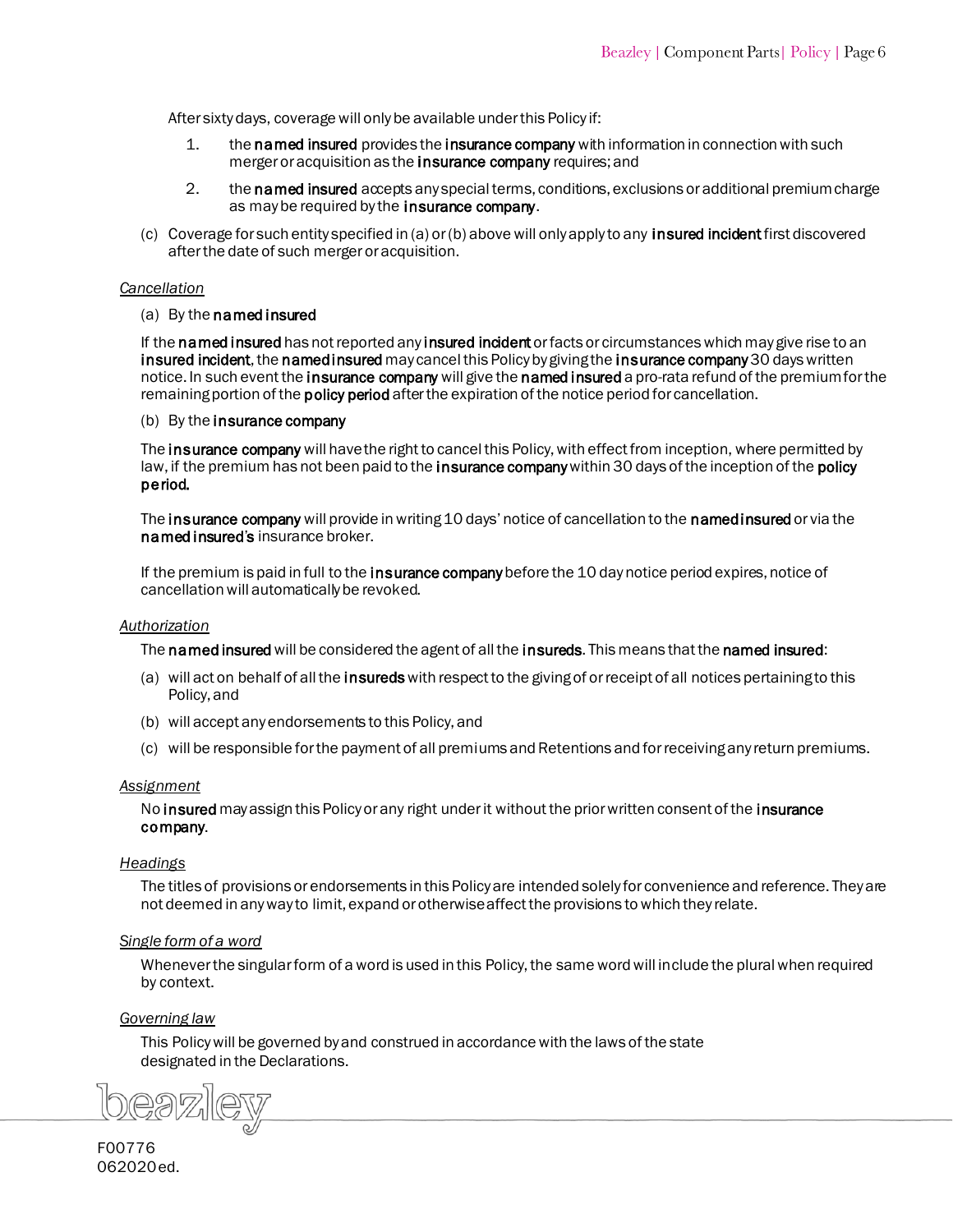After sixty days, coverage will only be available under this Policy if:

1. the **named insured** provides the **insurance company** with information in connection with such merger or acquisition as the **insurance company** requires; and
2. the **named insured** accepts any special terms, conditions, exclusions or additional premium charge as may be required by the **insurance company**.

(c) Coverage for such entity specified in (a) or (b) above will only apply to any **insured incident** first discovered after the date of such merger or acquisition.

*Cancellation*

(a) By the **named insured**

If the **named insured** has not reported any **insured incident** or facts or circumstances which may give rise to an **insured incident**, the **named insured** may cancel this Policy by giving the **insurance company** 30 days written notice. In such event the **insurance company** will give the **named insured** a pro-rata refund of the premium for the remaining portion of the **policy period** after the expiration of the notice period for cancellation.

(b) By the **insurance company**

The **insurance company** will have the right to cancel this Policy, with effect from inception, where permitted by law, if the premium has not been paid to the **insurance company** within 30 days of the inception of the **policy period.**

The **insurance company** will provide in writing 10 days' notice of cancellation to the **named insured** or via the **named insured's** insurance broker.

If the premium is paid in full to the **insurance company** before the 10 day notice period expires, notice of cancellation will automatically be revoked.

*Authorization*

The **named insured** will be considered the agent of all the **insureds**. This means that the **named insured**:

(a) will act on behalf of all the **insureds** with respect to the giving of or receipt of all notices pertaining to this Policy, and

(b) will accept any endorsements to this Policy, and

(c) will be responsible for the payment of all premiums and Retentions and for receiving any return premiums.

*Assignment*

No **insured** may assign this Policy or any right under it without the prior written consent of the **insurance company**.

*Headings*

The titles of provisions or endorsements in this Policy are intended solely for convenience and reference. They are not deemed in any way to limit, expand or otherwise affect the provisions to which they relate.

*Single form of a word*

Whenever the singular form of a word is used in this Policy, the same word will include the plural when required by context.

*Governing law*

This Policy will be governed by and construed in accordance with the laws of the state designated in the Declarations.

F00776
062020 ed.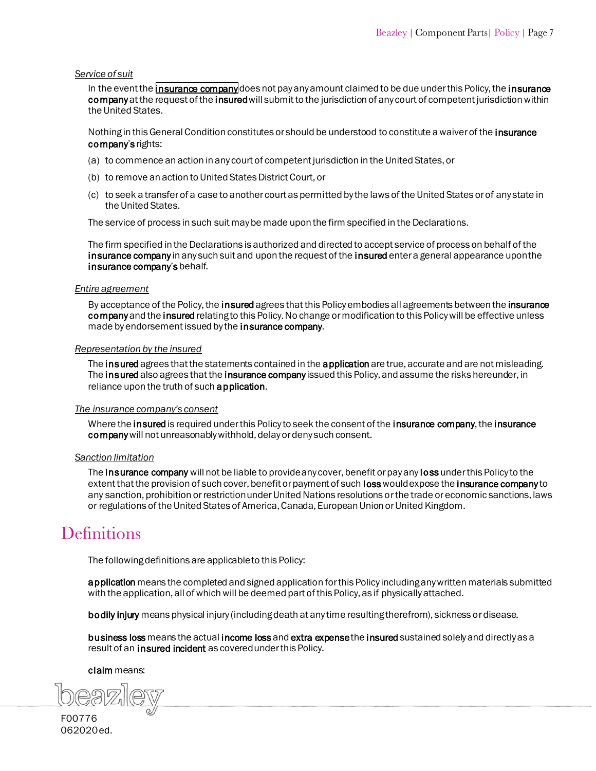*Service of suit*

In the event the **insurance company** does not pay any amount claimed to be due under this Policy, the **insurance company** at the request of the **insured** will submit to the jurisdiction of any court of competent jurisdiction within the United States.

Nothing in this General Condition constitutes or should be understood to constitute a waiver of the **insurance company's** rights:

(a) to commence an action in any court of competent jurisdiction in the United States, or

(b) to remove an action to United States District Court, or

(c) to seek a transfer of a case to another court as permitted by the laws of the United States or of any state in the United States.

The service of process in such suit may be made upon the firm specified in the Declarations.

The firm specified in the Declarations is authorized and directed to accept service of process on behalf of the **insurance company** in any such suit and upon the request of the **insured** enter a general appearance upon the **insurance company's** behalf.

*Entire agreement*

By acceptance of the Policy, the **insured** agrees that this Policy embodies all agreements between the **insurance company** and the **insured** relating to this Policy. No change or modification to this Policy will be effective unless made by endorsement issued by the **insurance company**.

*Representation by the insured*

The **insured** agrees that the statements contained in the **application** are true, accurate and are not misleading. The **insured** also agrees that the **insurance company** issued this Policy, and assume the risks hereunder, in reliance upon the truth of such **application**.

*The insurance company's consent*

Where the **insured** is required under this Policy to seek the consent of the **insurance company**, the **insurance company** will not unreasonably withhold, delay or deny such consent.

*Sanction limitation*

The **insurance company** will not be liable to provide any cover, benefit or pay any **loss** under this Policy to the extent that the provision of such cover, benefit or payment of such **loss** would expose the **insurance company** to any sanction, prohibition or restriction under United Nations resolutions or the trade or economic sanctions, laws or regulations of the United States of America, Canada, European Union or United Kingdom.

# Definitions

The following definitions are applicable to this Policy:

**application** means the completed and signed application for this Policy including any written materials submitted with the application, all of which will be deemed part of this Policy, as if physically attached.

**bodily injury** means physical injury (including death at any time resulting therefrom), sickness or disease.

**business loss** means the actual **income loss** and **extra expense** the **insured** sustained solely and directly as a result of an **insured incident** as covered under this Policy.

**claim** means: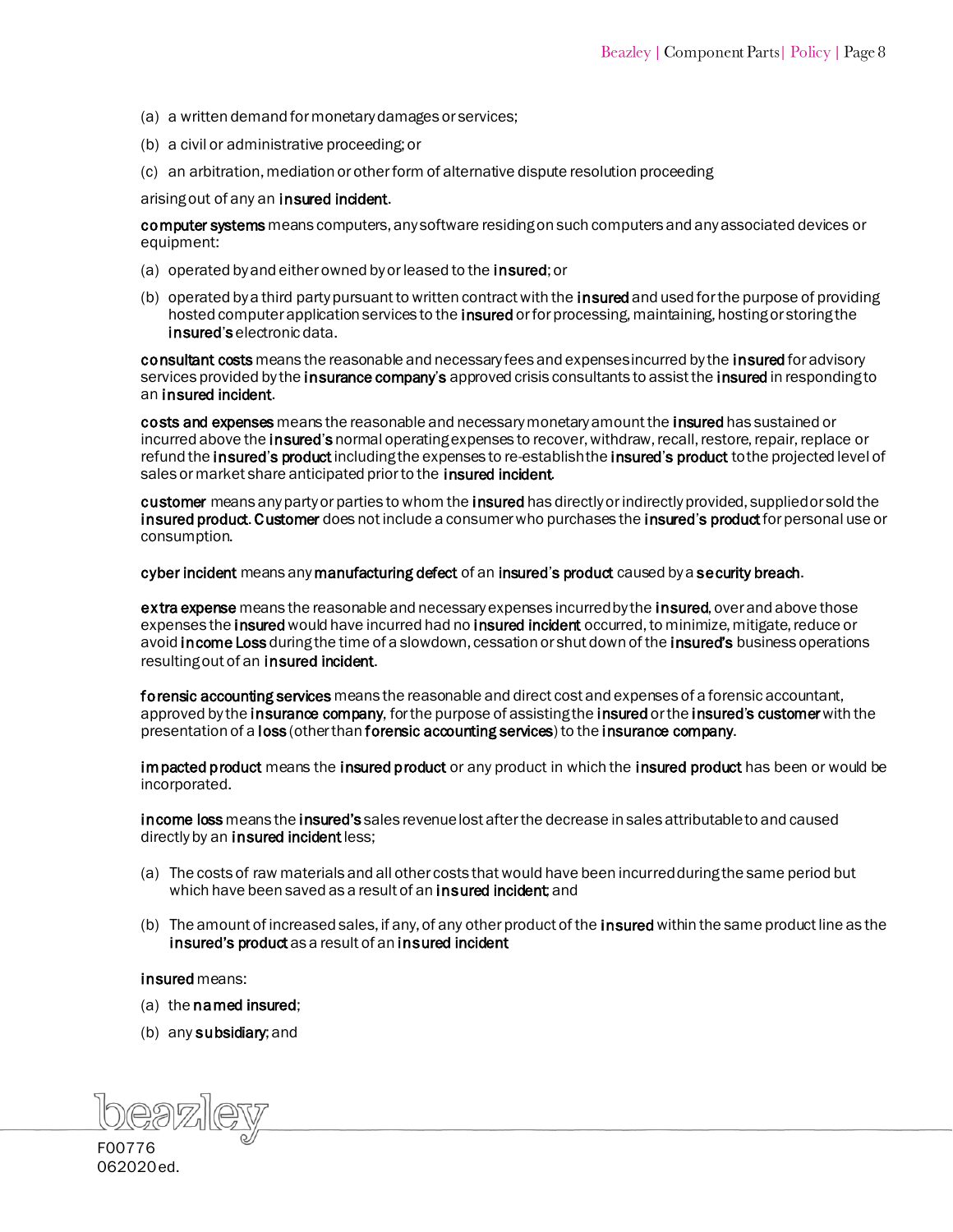(a) a written demand for monetary damages or services;

(b) a civil or administrative proceeding; or

(c) an arbitration, mediation or other form of alternative dispute resolution proceeding

arising out of any an **insured incident**.

**computer systems** means computers, any software residing on such computers and any associated devices or equipment:

(a) operated by and either owned by or leased to the **insured**; or

(b) operated by a third party pursuant to written contract with the **insured** and used for the purpose of providing hosted computer application services to the **insured** or for processing, maintaining, hosting or storing the **insured's** electronic data.

**consultant costs** means the reasonable and necessary fees and expenses incurred by the **insured** for advisory services provided by the **insurance company's** approved crisis consultants to assist the **insured** in responding to an **insured incident**.

**costs and expenses** means the reasonable and necessary monetary amount the **insured** has sustained or incurred above the **insured's** normal operating expenses to recover, withdraw, recall, restore, repair, replace or refund the **insured's product** including the expenses to re-establish the **insured's product** to the projected level of sales or market share anticipated prior to the **insured incident**.

**customer** means any party or parties to whom the **insured** has directly or indirectly provided, supplied or sold the **insured product**. **Customer** does not include a consumer who purchases the **insured's product** for personal use or consumption.

**cyber incident** means any **manufacturing defect** of an **insured's product** caused by a **security breach**.

**extra expense** means the reasonable and necessary expenses incurred by the **insured**, over and above those expenses the **insured** would have incurred had no **insured incident** occurred, to minimize, mitigate, reduce or avoid **income Loss** during the time of a slowdown, cessation or shut down of the **insured's** business operations resulting out of an **insured incident**.

**forensic accounting services** means the reasonable and direct cost and expenses of a forensic accountant, approved by the **insurance company**, for the purpose of assisting the **insured** or the **insured's customer** with the presentation of a **loss** (other than **forensic accounting services**) to the **insurance company**.

**impacted product** means the **insured product** or any product in which the **insured product** has been or would be incorporated.

**income loss** means the **insured's** sales revenue lost after the decrease in sales attributable to and caused directly by an **insured incident** less;

(a) The costs of raw materials and all other costs that would have been incurred during the same period but which have been saved as a result of an **insured incident**; and

(b) The amount of increased sales, if any, of any other product of the **insured** within the same product line as the **insured's product** as a result of an **insured incident**

**insured** means:

(a) the **named insured**;

(b) any **subsidiary**; and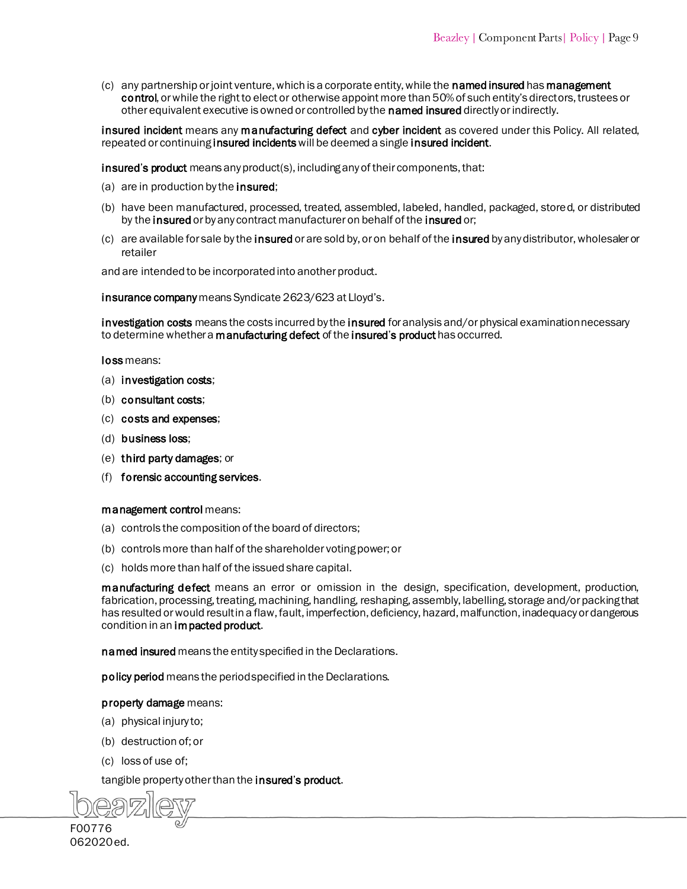(c) any partnership or joint venture, which is a corporate entity, while the **named insured** has **management control**, or while the right to elect or otherwise appoint more than 50% of such entity's directors, trustees or other equivalent executive is owned or controlled by the **named insured** directly or indirectly.

**insured incident** means any **manufacturing defect** and **cyber incident** as covered under this Policy. All related, repeated or continuing **insured incidents** will be deemed a single **insured incident**.

**insured's product** means any product(s), including any of their components, that:

(a) are in production by the **insured**;

(b) have been manufactured, processed, treated, assembled, labeled, handled, packaged, stored, or distributed by the **insured** or by any contract manufacturer on behalf of the **insured** or;

(c) are available for sale by the **insured** or are sold by, or on behalf of the **insured** by any distributor, wholesaler or retailer

and are intended to be incorporated into another product.

**insurance company** means Syndicate 2623/623 at Lloyd's.

**investigation costs** means the costs incurred by the **insured** for analysis and/or physical examination necessary to determine whether a **manufacturing defect** of the **insured's product** has occurred.

**loss** means:

(a) **investigation costs**;

(b) **consultant costs**;

(c) **costs and expenses**;

(d) **business loss**;

(e) **third party damages**; or

(f) **forensic accounting services**.

**management control** means:

(a) controls the composition of the board of directors;

(b) controls more than half of the shareholder voting power; or

(c) holds more than half of the issued share capital.

**manufacturing defect** means an error or omission in the design, specification, development, production, fabrication, processing, treating, machining, handling, reshaping, assembly, labelling, storage and/or packing that has resulted or would result in a flaw, fault, imperfection, deficiency, hazard, malfunction, inadequacy or dangerous condition in an **impacted product**.

**named insured** means the entity specified in the Declarations.

**policy period** means the period specified in the Declarations.

**property damage** means:

(a) physical injury to;

(b) destruction of; or

(c) loss of use of;

tangible property other than the **insured's product**.

F00776
062020 ed.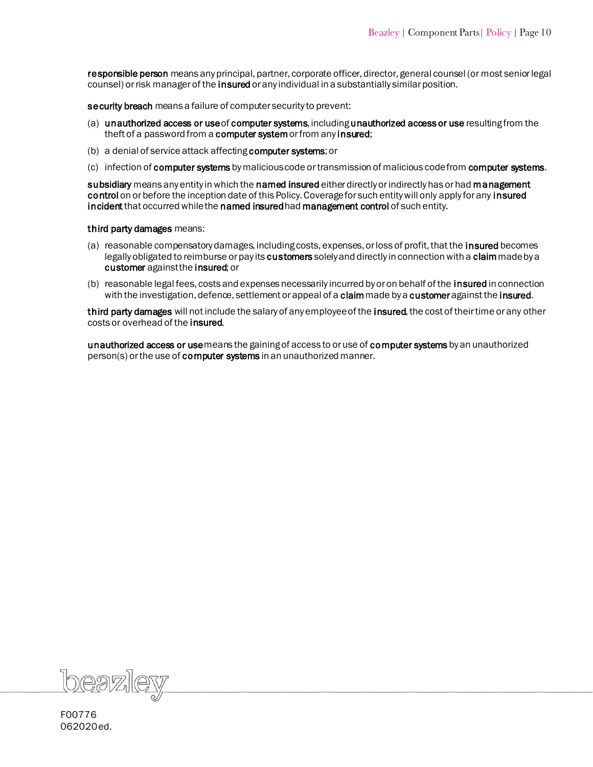**responsible person** means any principal, partner, corporate officer, director, general counsel (or most senior legal counsel) or risk manager of the **insured** or any individual in a substantially similar position.

**security breach** means a failure of computer security to prevent:

(a) **unauthorized access or use** of **computer systems**, including **unauthorized access or use** resulting from the theft of a password from a **computer system** or from any **insured**;

(b) a denial of service attack affecting **computer systems**; or

(c) infection of **computer systems** by malicious code or transmission of malicious code from **computer systems**.

**subsidiary** means any entity in which the **named insured** either directly or indirectly has or had **management control** on or before the inception date of this Policy. Coverage for such entity will only apply for any **insured incident** that occurred while the **named insured** had **management control** of such entity.

**third party damages** means:

(a) reasonable compensatory damages, including costs, expenses, or loss of profit, that the **insured** becomes legally obligated to reimburse or pay its **customers** solely and directly in connection with a **claim** made by a **customer** against the **insured**; or

(b) reasonable legal fees, costs and expenses necessarily incurred by or on behalf of the **insured** in connection with the investigation, defence, settlement or appeal of a **claim** made by a **customer** against the **insured**.

**third party damages** will not include the salary of any employee of the **insured**, the cost of their time or any other costs or overhead of the **insured**.

**unauthorized access or use** means the gaining of access to or use of **computer systems** by an unauthorized person(s) or the use of **computer systems** in an unauthorized manner.

F00776
062020 ed.